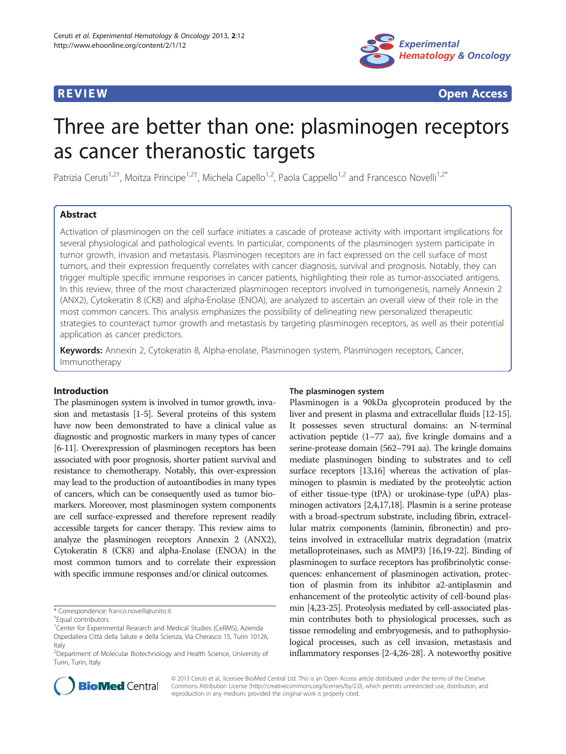REVIEW Open Access

# Three are better than one: plasminogen receptors as cancer theranostic targets

Patrizia Ceruti[1,2†], Moitza Principe[1,2†], Michela Capello[1,2], Paola Cappello[1,2] and Francesco Novelli[1,2*]

## Abstract

Activation of plasminogen on the cell surface initiates a cascade of protease activity with important implications for several physiological and pathological events. In particular, components of the plasminogen system participate in tumor growth, invasion and metastasis. Plasminogen receptors are in fact expressed on the cell surface of most tumors, and their expression frequently correlates with cancer diagnosis, survival and prognosis. Notably, they can trigger multiple specific immune responses in cancer patients, highlighting their role as tumor-associated antigens. In this review, three of the most characterized plasminogen receptors involved in tumorigenesis, namely Annexin 2 (ANX2), Cytokeratin 8 (CK8) and alpha-Enolase (ENOA), are analyzed to ascertain an overall view of their role in the most common cancers. This analysis emphasizes the possibility of delineating new personalized therapeutic strategies to counteract tumor growth and metastasis by targeting plasminogen receptors, as well as their potential application as cancer predictors.

**Keywords:** Annexin 2, Cytokeratin 8, Alpha-enolase, Plasminogen system, Plasminogen receptors, Cancer, Immunotherapy

## Introduction

The plasminogen system is involved in tumor growth, invasion and metastasis [1-5]. Several proteins of this system have now been demonstrated to have a clinical value as diagnostic and prognostic markers in many types of cancer [6-11]. Overexpression of plasminogen receptors has been associated with poor prognosis, shorter patient survival and resistance to chemotherapy. Notably, this over-expression may lead to the production of autoantibodies in many types of cancers, which can be consequently used as tumor biomarkers. Moreover, most plasminogen system components are cell surface-expressed and therefore represent readily accessible targets for cancer therapy. This review aims to analyze the plasminogen receptors Annexin 2 (ANX2), Cytokeratin 8 (CK8) and alpha-Enolase (ENOA) in the most common tumors and to correlate their expression with specific immune responses and/or clinical outcomes.

## The plasminogen system

Plasminogen is a 90kDa glycoprotein produced by the liver and present in plasma and extracellular fluids [12-15]. It possesses seven structural domains: an N-terminal activation peptide (1–77 aa), five kringle domains and a serine-protease domain (562–791 aa). The kringle domains mediate plasminogen binding to substrates and to cell surface receptors [13,16] whereas the activation of plasminogen to plasmin is mediated by the proteolytic action of either tissue-type (tPA) or urokinase-type (uPA) plasminogen activators [2,4,17,18]. Plasmin is a serine protease with a broad-spectrum substrate, including fibrin, extracellular matrix components (laminin, fibronectin) and proteins involved in extracellular matrix degradation (matrix metalloproteinases, such as MMP3) [16,19-22]. Binding of plasminogen to surface receptors has profibrinolytic consequences: enhancement of plasminogen activation, protection of plasmin from its inhibitor a2-antiplasmin and enhancement of the proteolytic activity of cell-bound plasmin [4,23-25]. Proteolysis mediated by cell-associated plasmin contributes both to physiological processes, such as tissue remodeling and embryogenesis, and to pathophysiological processes, such as cell invasion, metastasis and inflammatory responses [2-4,26-28]. A noteworthy positive

\* Correspondence: franco.novelli@unito.it
†Equal contributors
[1]Center for Experimental Research and Medical Studies (CeRMS), Azienda Ospedaliera Città della Salute e della Scienza, Via Cherasco 15, Turin 10126, Italy
[2]Department of Molecular Biotechnology and Health Science, University of Turin, Turin, Italy

© 2013 Ceruti et al.; licensee BioMed Central Ltd. This is an Open Access article distributed under the terms of the Creative Commons Attribution License (http://creativecommons.org/licenses/by/2.0), which permits unrestricted use, distribution, and reproduction in any medium, provided the original work is properly cited.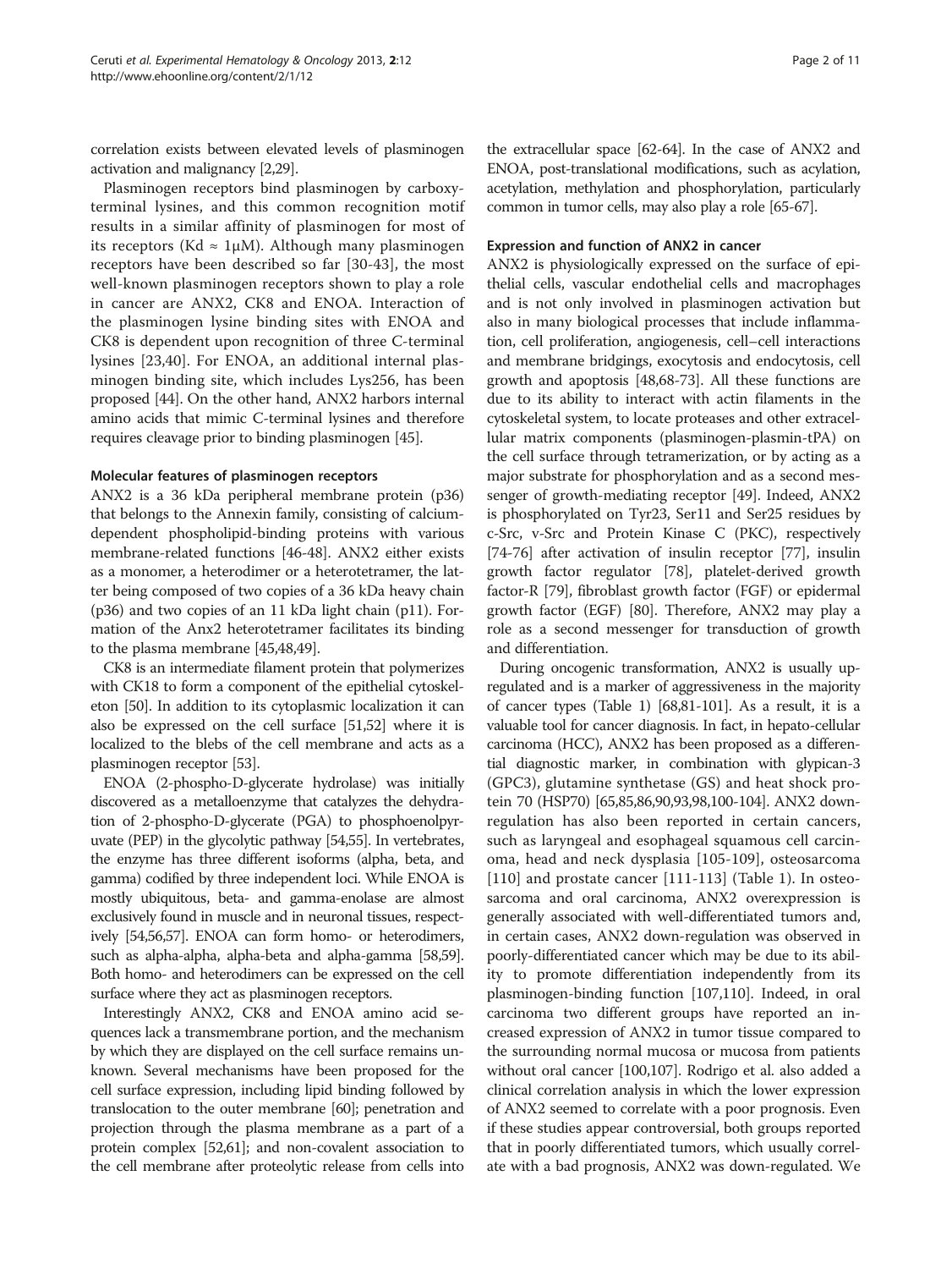correlation exists between elevated levels of plasminogen activation and malignancy [2,29].

Plasminogen receptors bind plasminogen by carboxy-terminal lysines, and this common recognition motif results in a similar affinity of plasminogen for most of its receptors (Kd ≈ 1μM). Although many plasminogen receptors have been described so far [30-43], the most well-known plasminogen receptors shown to play a role in cancer are ANX2, CK8 and ENOA. Interaction of the plasminogen lysine binding sites with ENOA and CK8 is dependent upon recognition of three C-terminal lysines [23,40]. For ENOA, an additional internal plasminogen binding site, which includes Lys256, has been proposed [44]. On the other hand, ANX2 harbors internal amino acids that mimic C-terminal lysines and therefore requires cleavage prior to binding plasminogen [45].

### Molecular features of plasminogen receptors

ANX2 is a 36 kDa peripheral membrane protein (p36) that belongs to the Annexin family, consisting of calcium-dependent phospholipid-binding proteins with various membrane-related functions [46-48]. ANX2 either exists as a monomer, a heterodimer or a heterotetramer, the latter being composed of two copies of a 36 kDa heavy chain (p36) and two copies of an 11 kDa light chain (p11). Formation of the Anx2 heterotetramer facilitates its binding to the plasma membrane [45,48,49].

CK8 is an intermediate filament protein that polymerizes with CK18 to form a component of the epithelial cytoskeleton [50]. In addition to its cytoplasmic localization it can also be expressed on the cell surface [51,52] where it is localized to the blebs of the cell membrane and acts as a plasminogen receptor [53].

ENOA (2-phospho-D-glycerate hydrolase) was initially discovered as a metalloenzyme that catalyzes the dehydration of 2-phospho-D-glycerate (PGA) to phosphoenolpyruvate (PEP) in the glycolytic pathway [54,55]. In vertebrates, the enzyme has three different isoforms (alpha, beta, and gamma) codified by three independent loci. While ENOA is mostly ubiquitous, beta- and gamma-enolase are almost exclusively found in muscle and in neuronal tissues, respectively [54,56,57]. ENOA can form homo- or heterodimers, such as alpha-alpha, alpha-beta and alpha-gamma [58,59]. Both homo- and heterodimers can be expressed on the cell surface where they act as plasminogen receptors.

Interestingly ANX2, CK8 and ENOA amino acid sequences lack a transmembrane portion, and the mechanism by which they are displayed on the cell surface remains unknown. Several mechanisms have been proposed for the cell surface expression, including lipid binding followed by translocation to the outer membrane [60]; penetration and projection through the plasma membrane as a part of a protein complex [52,61]; and non-covalent association to the cell membrane after proteolytic release from cells into the extracellular space [62-64]. In the case of ANX2 and ENOA, post-translational modifications, such as acylation, acetylation, methylation and phosphorylation, particularly common in tumor cells, may also play a role [65-67].

### Expression and function of ANX2 in cancer

ANX2 is physiologically expressed on the surface of epithelial cells, vascular endothelial cells and macrophages and is not only involved in plasminogen activation but also in many biological processes that include inflammation, cell proliferation, angiogenesis, cell–cell interactions and membrane bridgings, exocytosis and endocytosis, cell growth and apoptosis [48,68-73]. All these functions are due to its ability to interact with actin filaments in the cytoskeletal system, to locate proteases and other extracellular matrix components (plasminogen-plasmin-tPA) on the cell surface through tetramerization, or by acting as a major substrate for phosphorylation and as a second messenger of growth-mediating receptor [49]. Indeed, ANX2 is phosphorylated on Tyr23, Ser11 and Ser25 residues by c-Src, v-Src and Protein Kinase C (PKC), respectively [74-76] after activation of insulin receptor [77], insulin growth factor regulator [78], platelet-derived growth factor-R [79], fibroblast growth factor (FGF) or epidermal growth factor (EGF) [80]. Therefore, ANX2 may play a role as a second messenger for transduction of growth and differentiation.

During oncogenic transformation, ANX2 is usually up-regulated and is a marker of aggressiveness in the majority of cancer types (Table 1) [68,81-101]. As a result, it is a valuable tool for cancer diagnosis. In fact, in hepato-cellular carcinoma (HCC), ANX2 has been proposed as a differential diagnostic marker, in combination with glypican-3 (GPC3), glutamine synthetase (GS) and heat shock protein 70 (HSP70) [65,85,86,90,93,98,100-104]. ANX2 down-regulation has also been reported in certain cancers, such as laryngeal and esophageal squamous cell carcinoma, head and neck dysplasia [105-109], osteosarcoma [110] and prostate cancer [111-113] (Table 1). In osteosarcoma and oral carcinoma, ANX2 overexpression is generally associated with well-differentiated tumors and, in certain cases, ANX2 down-regulation was observed in poorly-differentiated cancer which may be due to its ability to promote differentiation independently from its plasminogen-binding function [107,110]. Indeed, in oral carcinoma two different groups have reported an increased expression of ANX2 in tumor tissue compared to the surrounding normal mucosa or mucosa from patients without oral cancer [100,107]. Rodrigo et al. also added a clinical correlation analysis in which the lower expression of ANX2 seemed to correlate with a poor prognosis. Even if these studies appear controversial, both groups reported that in poorly differentiated tumors, which usually correlate with a bad prognosis, ANX2 was down-regulated. We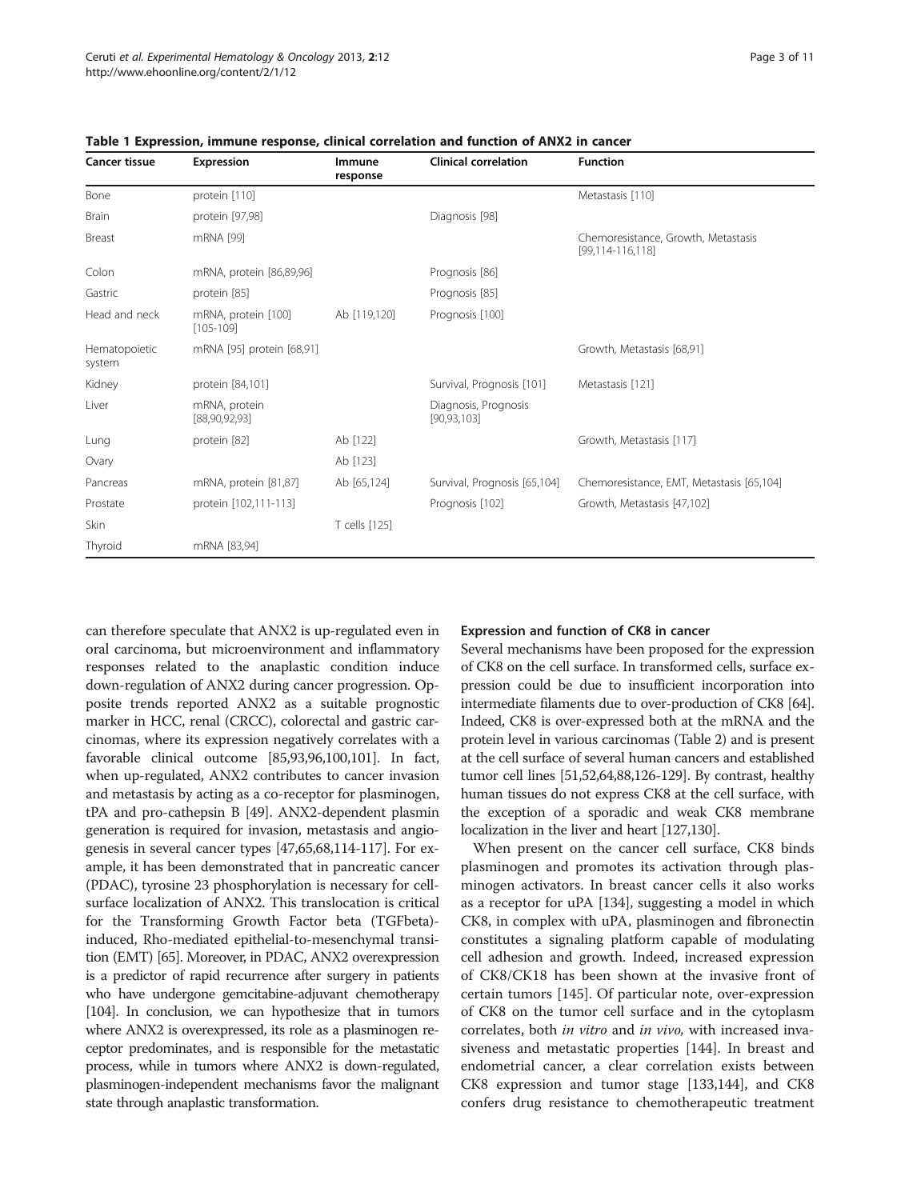**Table 1 Expression, immune response, clinical correlation and function of ANX2 in cancer**

| Cancer tissue | Expression | Immune response | Clinical correlation | Function |
|---|---|---|---|---|
| Bone | protein [110] | | | Metastasis [110] |
| Brain | protein [97,98] | | Diagnosis [98] | |
| Breast | mRNA [99] | | | Chemoresistance, Growth, Metastasis [99,114-116,118] |
| Colon | mRNA, protein [86,89,96] | | Prognosis [86] | |
| Gastric | protein [85] | | Prognosis [85] | |
| Head and neck | mRNA, protein [100] [105-109] | Ab [119,120] | Prognosis [100] | |
| Hematopoietic system | mRNA [95] protein [68,91] | | | Growth, Metastasis [68,91] |
| Kidney | protein [84,101] | | Survival, Prognosis [101] | Metastasis [121] |
| Liver | mRNA, protein [88,90,92,93] | | Diagnosis, Prognosis [90,93,103] | |
| Lung | protein [82] | Ab [122] | | Growth, Metastasis [117] |
| Ovary | | Ab [123] | | |
| Pancreas | mRNA, protein [81,87] | Ab [65,124] | Survival, Prognosis [65,104] | Chemoresistance, EMT, Metastasis [65,104] |
| Prostate | protein [102,111-113] | | Prognosis [102] | Growth, Metastasis [47,102] |
| Skin | | T cells [125] | | |
| Thyroid | mRNA [83,94] | | | |

can therefore speculate that ANX2 is up-regulated even in oral carcinoma, but microenvironment and inflammatory responses related to the anaplastic condition induce down-regulation of ANX2 during cancer progression. Opposite trends reported ANX2 as a suitable prognostic marker in HCC, renal (CRCC), colorectal and gastric carcinomas, where its expression negatively correlates with a favorable clinical outcome [85,93,96,100,101]. In fact, when up-regulated, ANX2 contributes to cancer invasion and metastasis by acting as a co-receptor for plasminogen, tPA and pro-cathepsin B [49]. ANX2-dependent plasmin generation is required for invasion, metastasis and angiogenesis in several cancer types [47,65,68,114-117]. For example, it has been demonstrated that in pancreatic cancer (PDAC), tyrosine 23 phosphorylation is necessary for cell-surface localization of ANX2. This translocation is critical for the Transforming Growth Factor beta (TGFbeta)-induced, Rho-mediated epithelial-to-mesenchymal transition (EMT) [65]. Moreover, in PDAC, ANX2 overexpression is a predictor of rapid recurrence after surgery in patients who have undergone gemcitabine-adjuvant chemotherapy [104]. In conclusion, we can hypothesize that in tumors where ANX2 is overexpressed, its role as a plasminogen receptor predominates, and is responsible for the metastatic process, while in tumors where ANX2 is down-regulated, plasminogen-independent mechanisms favor the malignant state through anaplastic transformation.

### Expression and function of CK8 in cancer

Several mechanisms have been proposed for the expression of CK8 on the cell surface. In transformed cells, surface expression could be due to insufficient incorporation into intermediate filaments due to over-production of CK8 [64]. Indeed, CK8 is over-expressed both at the mRNA and the protein level in various carcinomas (Table 2) and is present at the cell surface of several human cancers and established tumor cell lines [51,52,64,88,126-129]. By contrast, healthy human tissues do not express CK8 at the cell surface, with the exception of a sporadic and weak CK8 membrane localization in the liver and heart [127,130].

When present on the cancer cell surface, CK8 binds plasminogen and promotes its activation through plasminogen activators. In breast cancer cells it also works as a receptor for uPA [134], suggesting a model in which CK8, in complex with uPA, plasminogen and fibronectin constitutes a signaling platform capable of modulating cell adhesion and growth. Indeed, increased expression of CK8/CK18 has been shown at the invasive front of certain tumors [145]. Of particular note, over-expression of CK8 on the tumor cell surface and in the cytoplasm correlates, both *in vitro* and *in vivo,* with increased invasiveness and metastatic properties [144]. In breast and endometrial cancer, a clear correlation exists between CK8 expression and tumor stage [133,144], and CK8 confers drug resistance to chemotherapeutic treatment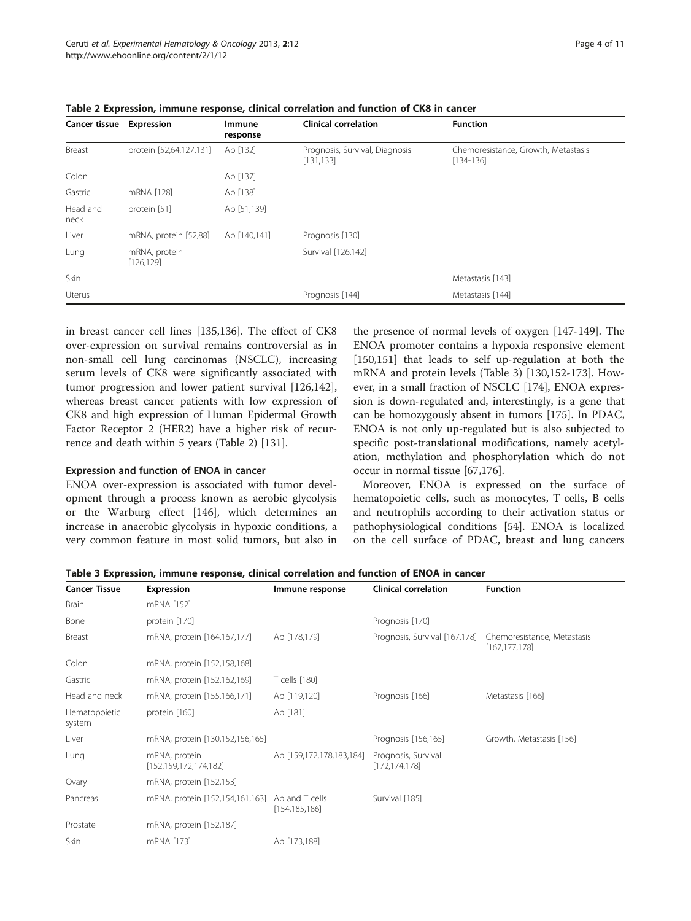**Table 2 Expression, immune response, clinical correlation and function of CK8 in cancer**

| Cancer tissue | Expression | Immune response | Clinical correlation | Function |
|---|---|---|---|---|
| Breast | protein [52,64,127,131] | Ab [132] | Prognosis, Survival, Diagnosis [131,133] | Chemoresistance, Growth, Metastasis [134-136] |
| Colon | | Ab [137] | | |
| Gastric | mRNA [128] | Ab [138] | | |
| Head and neck | protein [51] | Ab [51,139] | | |
| Liver | mRNA, protein [52,88] | Ab [140,141] | Prognosis [130] | |
| Lung | mRNA, protein [126,129] | | Survival [126,142] | |
| Skin | | | | Metastasis [143] |
| Uterus | | | Prognosis [144] | Metastasis [144] |

in breast cancer cell lines [135,136]. The effect of CK8 over-expression on survival remains controversial as in non-small cell lung carcinomas (NSCLC), increasing serum levels of CK8 were significantly associated with tumor progression and lower patient survival [126,142], whereas breast cancer patients with low expression of CK8 and high expression of Human Epidermal Growth Factor Receptor 2 (HER2) have a higher risk of recurrence and death within 5 years (Table 2) [131].

#### Expression and function of ENOA in cancer

ENOA over-expression is associated with tumor development through a process known as aerobic glycolysis or the Warburg effect [146], which determines an increase in anaerobic glycolysis in hypoxic conditions, a very common feature in most solid tumors, but also in the presence of normal levels of oxygen [147-149]. The ENOA promoter contains a hypoxia responsive element [150,151] that leads to self up-regulation at both the mRNA and protein levels (Table 3) [130,152-173]. However, in a small fraction of NSCLC [174], ENOA expression is down-regulated and, interestingly, is a gene that can be homozygously absent in tumors [175]. In PDAC, ENOA is not only up-regulated but is also subjected to specific post-translational modifications, namely acetylation, methylation and phosphorylation which do not occur in normal tissue [67,176].

Moreover, ENOA is expressed on the surface of hematopoietic cells, such as monocytes, T cells, B cells and neutrophils according to their activation status or pathophysiological conditions [54]. ENOA is localized on the cell surface of PDAC, breast and lung cancers

**Table 3 Expression, immune response, clinical correlation and function of ENOA in cancer**

| Cancer Tissue | Expression | Immune response | Clinical correlation | Function |
|---|---|---|---|---|
| Brain | mRNA [152] | | | |
| Bone | protein [170] | | Prognosis [170] | |
| Breast | mRNA, protein [164,167,177] | Ab [178,179] | Prognosis, Survival [167,178] | Chemoresistance, Metastasis [167,177,178] |
| Colon | mRNA, protein [152,158,168] | | | |
| Gastric | mRNA, protein [152,162,169] | T cells [180] | | |
| Head and neck | mRNA, protein [155,166,171] | Ab [119,120] | Prognosis [166] | Metastasis [166] |
| Hematopoietic system | protein [160] | Ab [181] | | |
| Liver | mRNA, protein [130,152,156,165] | | Prognosis [156,165] | Growth, Metastasis [156] |
| Lung | mRNA, protein [152,159,172,174,182] | Ab [159,172,178,183,184] | Prognosis, Survival [172,174,178] | |
| Ovary | mRNA, protein [152,153] | | | |
| Pancreas | mRNA, protein [152,154,161,163] | Ab and T cells [154,185,186] | Survival [185] | |
| Prostate | mRNA, protein [152,187] | | | |
| Skin | mRNA [173] | Ab [173,188] | | |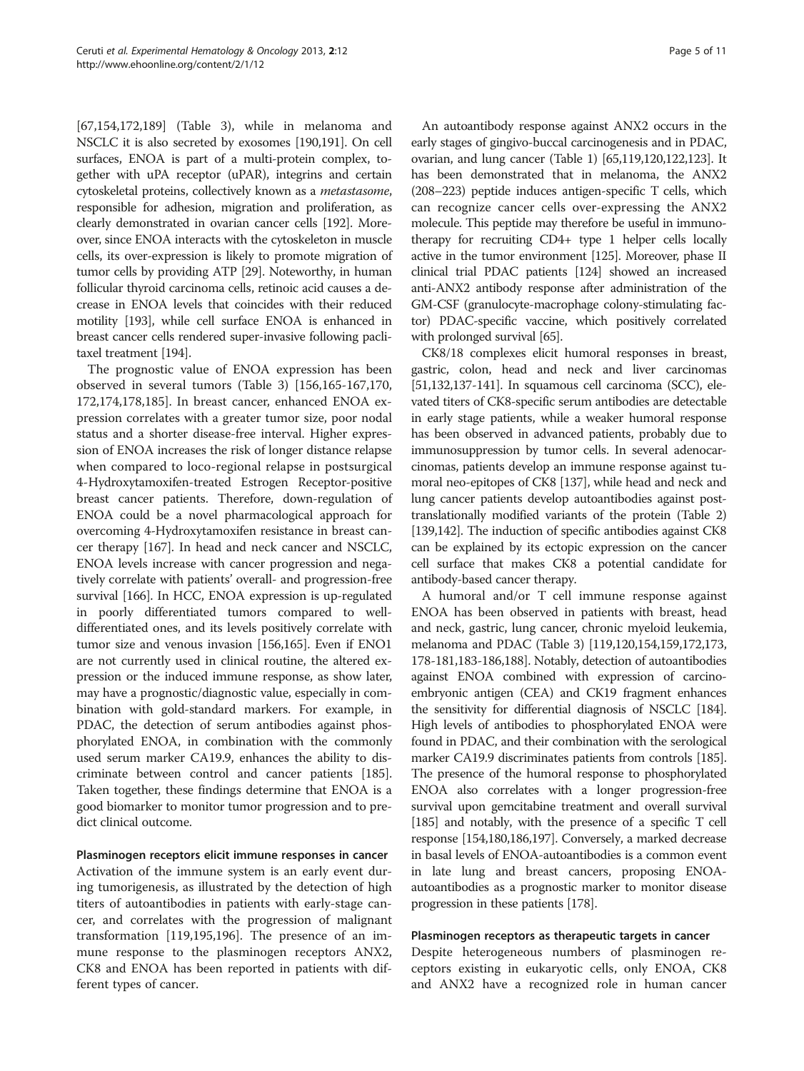[67,154,172,189] (Table 3), while in melanoma and NSCLC it is also secreted by exosomes [190,191]. On cell surfaces, ENOA is part of a multi-protein complex, together with uPA receptor (uPAR), integrins and certain cytoskeletal proteins, collectively known as a *metastasome*, responsible for adhesion, migration and proliferation, as clearly demonstrated in ovarian cancer cells [192]. Moreover, since ENOA interacts with the cytoskeleton in muscle cells, its over-expression is likely to promote migration of tumor cells by providing ATP [29]. Noteworthy, in human follicular thyroid carcinoma cells, retinoic acid causes a decrease in ENOA levels that coincides with their reduced motility [193], while cell surface ENOA is enhanced in breast cancer cells rendered super-invasive following paclitaxel treatment [194].

The prognostic value of ENOA expression has been observed in several tumors (Table 3) [156,165-167,170, 172,174,178,185]. In breast cancer, enhanced ENOA expression correlates with a greater tumor size, poor nodal status and a shorter disease-free interval. Higher expression of ENOA increases the risk of longer distance relapse when compared to loco-regional relapse in postsurgical 4-Hydroxytamoxifen-treated Estrogen Receptor-positive breast cancer patients. Therefore, down-regulation of ENOA could be a novel pharmacological approach for overcoming 4-Hydroxytamoxifen resistance in breast cancer therapy [167]. In head and neck cancer and NSCLC, ENOA levels increase with cancer progression and negatively correlate with patients' overall- and progression-free survival [166]. In HCC, ENOA expression is up-regulated in poorly differentiated tumors compared to well-differentiated ones, and its levels positively correlate with tumor size and venous invasion [156,165]. Even if ENO1 are not currently used in clinical routine, the altered expression or the induced immune response, as show later, may have a prognostic/diagnostic value, especially in combination with gold-standard markers. For example, in PDAC, the detection of serum antibodies against phosphorylated ENOA, in combination with the commonly used serum marker CA19.9, enhances the ability to discriminate between control and cancer patients [185]. Taken together, these findings determine that ENOA is a good biomarker to monitor tumor progression and to predict clinical outcome.

### Plasminogen receptors elicit immune responses in cancer

Activation of the immune system is an early event during tumorigenesis, as illustrated by the detection of high titers of autoantibodies in patients with early-stage cancer, and correlates with the progression of malignant transformation [119,195,196]. The presence of an immune response to the plasminogen receptors ANX2, CK8 and ENOA has been reported in patients with different types of cancer.

An autoantibody response against ANX2 occurs in the early stages of gingivo-buccal carcinogenesis and in PDAC, ovarian, and lung cancer (Table 1) [65,119,120,122,123]. It has been demonstrated that in melanoma, the ANX2 (208–223) peptide induces antigen-specific T cells, which can recognize cancer cells over-expressing the ANX2 molecule. This peptide may therefore be useful in immunotherapy for recruiting CD4+ type 1 helper cells locally active in the tumor environment [125]. Moreover, phase II clinical trial PDAC patients [124] showed an increased anti-ANX2 antibody response after administration of the GM-CSF (granulocyte-macrophage colony-stimulating factor) PDAC-specific vaccine, which positively correlated with prolonged survival [65].

CK8/18 complexes elicit humoral responses in breast, gastric, colon, head and neck and liver carcinomas [51,132,137-141]. In squamous cell carcinoma (SCC), elevated titers of CK8-specific serum antibodies are detectable in early stage patients, while a weaker humoral response has been observed in advanced patients, probably due to immunosuppression by tumor cells. In several adenocarcinomas, patients develop an immune response against tumoral neo-epitopes of CK8 [137], while head and neck and lung cancer patients develop autoantibodies against post-translationally modified variants of the protein (Table 2) [139,142]. The induction of specific antibodies against CK8 can be explained by its ectopic expression on the cancer cell surface that makes CK8 a potential candidate for antibody-based cancer therapy.

A humoral and/or T cell immune response against ENOA has been observed in patients with breast, head and neck, gastric, lung cancer, chronic myeloid leukemia, melanoma and PDAC (Table 3) [119,120,154,159,172,173, 178-181,183-186,188]. Notably, detection of autoantibodies against ENOA combined with expression of carcinoembryonic antigen (CEA) and CK19 fragment enhances the sensitivity for differential diagnosis of NSCLC [184]. High levels of antibodies to phosphorylated ENOA were found in PDAC, and their combination with the serological marker CA19.9 discriminates patients from controls [185]. The presence of the humoral response to phosphorylated ENOA also correlates with a longer progression-free survival upon gemcitabine treatment and overall survival [185] and notably, with the presence of a specific T cell response [154,180,186,197]. Conversely, a marked decrease in basal levels of ENOA-autoantibodies is a common event in late lung and breast cancers, proposing ENOA-autoantibodies as a prognostic marker to monitor disease progression in these patients [178].

### Plasminogen receptors as therapeutic targets in cancer

Despite heterogeneous numbers of plasminogen receptors existing in eukaryotic cells, only ENOA, CK8 and ANX2 have a recognized role in human cancer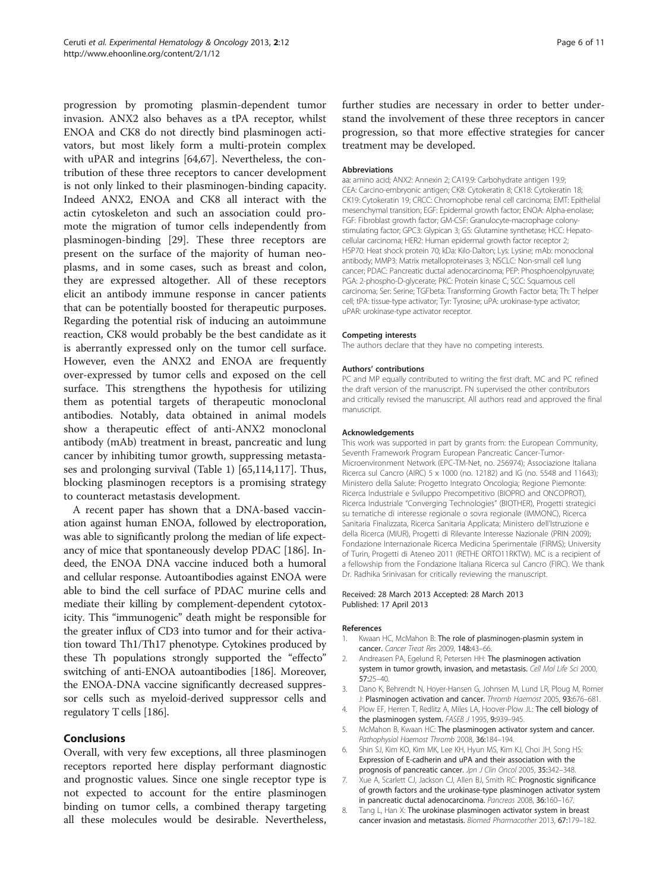progression by promoting plasmin-dependent tumor invasion. ANX2 also behaves as a tPA receptor, whilst ENOA and CK8 do not directly bind plasminogen activators, but most likely form a multi-protein complex with uPAR and integrins [64,67]. Nevertheless, the contribution of these three receptors to cancer development is not only linked to their plasminogen-binding capacity. Indeed ANX2, ENOA and CK8 all interact with the actin cytoskeleton and such an association could promote the migration of tumor cells independently from plasminogen-binding [29]. These three receptors are present on the surface of the majority of human neoplasms, and in some cases, such as breast and colon, they are expressed altogether. All of these receptors elicit an antibody immune response in cancer patients that can be potentially boosted for therapeutic purposes. Regarding the potential risk of inducing an autoimmune reaction, CK8 would probably be the best candidate as it is aberrantly expressed only on the tumor cell surface. However, even the ANX2 and ENOA are frequently over-expressed by tumor cells and exposed on the cell surface. This strengthens the hypothesis for utilizing them as potential targets of therapeutic monoclonal antibodies. Notably, data obtained in animal models show a therapeutic effect of anti-ANX2 monoclonal antibody (mAb) treatment in breast, pancreatic and lung cancer by inhibiting tumor growth, suppressing metastases and prolonging survival (Table 1) [65,114,117]. Thus, blocking plasminogen receptors is a promising strategy to counteract metastasis development.

A recent paper has shown that a DNA-based vaccination against human ENOA, followed by electroporation, was able to significantly prolong the median of life expectancy of mice that spontaneously develop PDAC [186]. Indeed, the ENOA DNA vaccine induced both a humoral and cellular response. Autoantibodies against ENOA were able to bind the cell surface of PDAC murine cells and mediate their killing by complement-dependent cytotoxicity. This "immunogenic" death might be responsible for the greater influx of CD3 into tumor and for their activation toward Th1/Th17 phenotype. Cytokines produced by these Th populations strongly supported the "effecto" switching of anti-ENOA autoantibodies [186]. Moreover, the ENOA-DNA vaccine significantly decreased suppressor cells such as myeloid-derived suppressor cells and regulatory T cells [186].

## Conclusions

Overall, with very few exceptions, all three plasminogen receptors reported here display performant diagnostic and prognostic values. Since one single receptor type is not expected to account for the entire plasminogen binding on tumor cells, a combined therapy targeting all these molecules would be desirable. Nevertheless, further studies are necessary in order to better understand the involvement of these three receptors in cancer progression, so that more effective strategies for cancer treatment may be developed.

#### Abbreviations

aa: amino acid; ANX2: Annexin 2; CA19.9: Carbohydrate antigen 19.9; CEA: Carcino-embryonic antigen; CK8: Cytokeratin 8; CK18: Cytokeratin 18; CK19: Cytokeratin 19; CRCC: Chromophobe renal cell carcinoma; EMT: Epithelial mesenchymal transition; EGF: Epidermal growth factor; ENOA: Alpha-enolase; FGF: Fibroblast growth factor; GM-CSF: Granulocyte-macrophage colony-stimulating factor; GPC3: Glypican 3; GS: Glutamine synthetase; HCC: Hepatocellular carcinoma; HER2: Human epidermal growth factor receptor 2; HSP70: Heat shock protein 70; kDa: Kilo-Dalton; Lys: Lysine; mAb: monoclonal antibody; MMP3: Matrix metalloproteinases 3; NSCLC: Non-small cell lung cancer; PDAC: Pancreatic ductal adenocarcinoma; PEP: Phosphoenolpyruvate; PGA: 2-phospho-D-glycerate; PKC: Protein kinase C; SCC: Squamous cell carcinoma; Ser: Serine; TGFbeta: Transforming Growth Factor beta; Th: T helper cell; tPA: tissue-type activator; Tyr: Tyrosine; uPA: urokinase-type activator; uPAR: urokinase-type activator receptor.

#### Competing interests

The authors declare that they have no competing interests.

#### Authors' contributions

PC and MP equally contributed to writing the first draft. MC and PC refined the draft version of the manuscript. FN supervised the other contributors and critically revised the manuscript. All authors read and approved the final manuscript.

#### Acknowledgements

This work was supported in part by grants from: the European Community, Seventh Framework Program European Pancreatic Cancer-Tumor-Microenvironment Network (EPC-TM-Net, no. 256974); Associazione Italiana Ricerca sul Cancro (AIRC) 5 x 1000 (no. 12182) and IG (no. 5548 and 11643); Ministero della Salute: Progetto Integrato Oncologia; Regione Piemonte: Ricerca Industriale e Sviluppo Precompetitivo (BIOPRO and ONCOPROT), Ricerca Industriale "Converging Technologies" (BIOTHER), Progetti strategici su tematiche di interesse regionale o sovra regionale (IMMONC), Ricerca Sanitaria Finalizzata, Ricerca Sanitaria Applicata; Ministero dell'Istruzione e della Ricerca (MIUR), Progetti di Rilevante Interesse Nazionale (PRIN 2009); Fondazione Internazionale Ricerca Medicina Sperimentale (FIRMS); University of Turin, Progetti di Ateneo 2011 (RETHE ORTO11RKTW). MC is a recipient of a fellowship from the Fondazione Italiana Ricerca sul Cancro (FIRC). We thank Dr. Radhika Srinivasan for critically reviewing the manuscript.

Received: 28 March 2013 Accepted: 28 March 2013
Published: 17 April 2013

#### References

1. Kwaan HC, McMahon B: **The role of plasminogen-plasmin system in cancer.** *Cancer Treat Res* 2009, **148:**43–66.
2. Andreasen PA, Egelund R, Petersen HH: **The plasminogen activation system in tumor growth, invasion, and metastasis.** *Cell Mol Life Sci* 2000, **57:**25–40.
3. Dano K, Behrendt N, Hoyer-Hansen G, Johnsen M, Lund LR, Ploug M, Romer J: **Plasminogen activation and cancer.** *Thromb Haemost* 2005, **93:**676–681.
4. Plow EF, Herren T, Redlitz A, Miles LA, Hoover-Plow JL: **The cell biology of the plasminogen system.** *FASEB J* 1995, **9:**939–945.
5. McMahon B, Kwaan HC: **The plasminogen activator system and cancer.** *Pathophysiol Haemost Thromb* 2008, **36:**184–194.
6. Shin SJ, Kim KO, Kim MK, Lee KH, Hyun MS, Kim KJ, Choi JH, Song HS: **Expression of E-cadherin and uPA and their association with the prognosis of pancreatic cancer.** *Jpn J Clin Oncol* 2005, **35:**342–348.
7. Xue A, Scarlett CJ, Jackson CJ, Allen BJ, Smith RC: **Prognostic significance of growth factors and the urokinase-type plasminogen activator system in pancreatic ductal adenocarcinoma.** *Pancreas* 2008, **36:**160–167.
8. Tang L, Han X: **The urokinase plasminogen activator system in breast cancer invasion and metastasis.** *Biomed Pharmacother* 2013, **67:**179–182.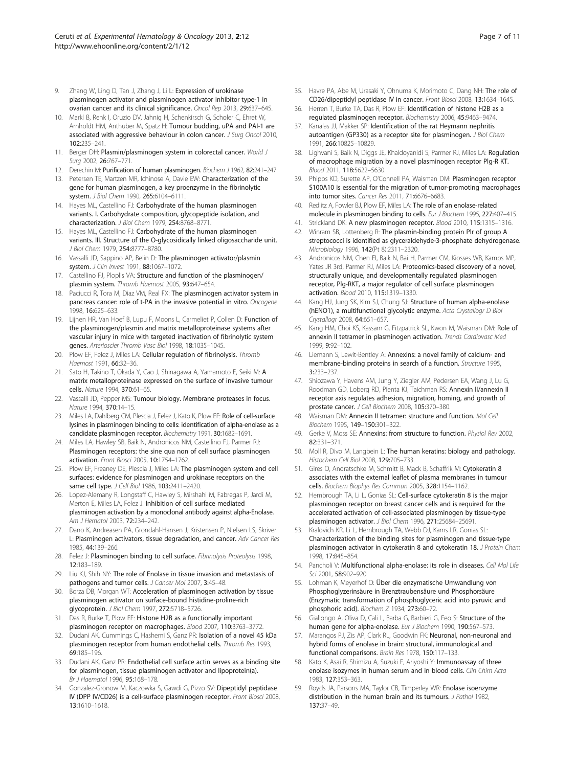9. Zhang W, Ling D, Tan J, Zhang J, Li L: **Expression of urokinase plasminogen activator and plasminogen activator inhibitor type-1 in ovarian cancer and its clinical significance.** *Oncol Rep* 2013, **29:**637–645.
10. Markl B, Renk I, Oruzio DV, Jahnig H, Schenkirsch G, Scholer C, Ehret W, Arnholdt HM, Anthuber M, Spatz H: **Tumour budding, uPA and PAI-1 are associated with aggressive behaviour in colon cancer.** *J Surg Oncol* 2010, **102:**235–241.
11. Berger DH: **Plasmin/plasminogen system in colorectal cancer.** *World J Surg* 2002, **26:**767–771.
12. Derechin M: **Purification of human plasminogen.** *Biochem J* 1962, **82:**241–247.
13. Petersen TE, Martzen MR, Ichinose A, Davie EW: **Characterization of the gene for human plasminogen, a key proenzyme in the fibrinolytic system.** *J Biol Chem* 1990, **265:**6104–6111.
14. Hayes ML, Castellino FJ: **Carbohydrate of the human plasminogen variants. I. Carbohydrate composition, glycopeptide isolation, and characterization.** *J Biol Chem* 1979, **254:**8768–8771.
15. Hayes ML, Castellino FJ: **Carbohydrate of the human plasminogen variants. III. Structure of the O-glycosidically linked oligosaccharide unit.** *J Biol Chem* 1979, **254:**8777–8780.
16. Vassalli JD, Sappino AP, Belin D: **The plasminogen activator/plasmin system.** *J Clin Invest* 1991, **88:**1067–1072.
17. Castellino FJ, Ploplis VA: **Structure and function of the plasminogen/plasmin system.** *Thromb Haemost* 2005, **93:**647–654.
18. Paciucci R, Tora M, Diaz VM, Real FX: **The plasminogen activator system in pancreas cancer: role of t-PA in the invasive potential in vitro.** *Oncogene* 1998, **16:**625–633.
19. Lijnen HR, Van Hoef B, Lupu F, Moons L, Carmeliet P, Collen D: **Function of the plasminogen/plasmin and matrix metalloproteinase systems after vascular injury in mice with targeted inactivation of fibrinolytic system genes.** *Arterioscler Thromb Vasc Biol* 1998, **18:**1035–1045.
20. Plow EF, Felez J, Miles LA: **Cellular regulation of fibrinolysis.** *Thromb Haemost* 1991, **66:**32–36.
21. Sato H, Takino T, Okada Y, Cao J, Shinagawa A, Yamamoto E, Seiki M: **A matrix metalloproteinase expressed on the surface of invasive tumour cells.** *Nature* 1994, **370:**61–65.
22. Vassalli JD, Pepper MS: **Tumour biology. Membrane proteases in focus.** *Nature* 1994, **370:**14–15.
23. Miles LA, Dahlberg CM, Plescia J, Felez J, Kato K, Plow EF: **Role of cell-surface lysines in plasminogen binding to cells: identification of alpha-enolase as a candidate plasminogen receptor.** *Biochemistry* 1991, **30:**1682–1691.
24. Miles LA, Hawley SB, Baik N, Andronicos NM, Castellino FJ, Parmer RJ: **Plasminogen receptors: the sine qua non of cell surface plasminogen activation.** *Front Biosci* 2005, **10:**1754–1762.
25. Plow EF, Freaney DE, Plescia J, Miles LA: **The plasminogen system and cell surfaces: evidence for plasminogen and urokinase receptors on the same cell type.** *J Cell Biol* 1986, **103:**2411–2420.
26. Lopez-Alemany R, Longstaff C, Hawley S, Mirshahi M, Fabregas P, Jardi M, Merton E, Miles LA, Felez J: **Inhibition of cell surface mediated plasminogen activation by a monoclonal antibody against alpha-Enolase.** *Am J Hematol* 2003, **72:**234–242.
27. Dano K, Andreasen PA, Grondahl-Hansen J, Kristensen P, Nielsen LS, Skriver L: **Plasminogen activators, tissue degradation, and cancer.** *Adv Cancer Res* 1985, **44:**139–266.
28. Felez J: **Plasminogen binding to cell surface.** *Fibrinolysis Proteolysis* 1998, **12:**183–189.
29. Liu KJ, Shih NY: **The role of Enolase in tissue invasion and metastasis of pathogens and tumor cells.** *J Cancer Mol* 2007, **3:**45–48.
30. Borza DB, Morgan WT: **Acceleration of plasminogen activation by tissue plasminogen activator on surface-bound histidine-proline-rich glycoprotein.** *J Biol Chem* 1997, **272:**5718–5726.
31. Das R, Burke T, Plow EF: **Histone H2B as a functionally important plasminogen receptor on macrophages.** *Blood* 2007, **110:**3763–3772.
32. Dudani AK, Cummings C, Hashemi S, Ganz PR: **Isolation of a novel 45 kDa plasminogen receptor from human endothelial cells.** *Thromb Res* 1993, **69:**185–196.
33. Dudani AK, Ganz PR: **Endothelial cell surface actin serves as a binding site for plasminogen, tissue plasminogen activator and lipoprotein(a).** *Br J Haematol* 1996, **95:**168–178.
34. Gonzalez-Gronow M, Kaczowka S, Gawdi G, Pizzo SV: **Dipeptidyl peptidase IV (DPP IV/CD26) is a cell-surface plasminogen receptor.** *Front Biosci* 2008, **13:**1610–1618.
35. Havre PA, Abe M, Urasaki Y, Ohnuma K, Morimoto C, Dang NH: **The role of CD26/dipeptidyl peptidase IV in cancer.** *Front Biosci* 2008, **13:**1634–1645.
36. Herren T, Burke TA, Das R, Plow EF: **Identification of histone H2B as a regulated plasminogen receptor.** *Biochemistry* 2006, **45:**9463–9474.
37. Kanalas JJ, Makker SP: **Identification of the rat Heymann nephritis autoantigen (GP330) as a receptor site for plasminogen.** *J Biol Chem* 1991, **266:**10825–10829.
38. Lighvani S, Baik N, Diggs JE, Khaldoyanidi S, Parmer RJ, Miles LA: **Regulation of macrophage migration by a novel plasminogen receptor Plg-R KT.** *Blood* 2011, **118:**5622–5630.
39. Phipps KD, Surette AP, O'Connell PA, Waisman DM: **Plasminogen receptor S100A10 is essential for the migration of tumor-promoting macrophages into tumor sites.** *Cancer Res* 2011, **71:**6676–6683.
40. Redlitz A, Fowler BJ, Plow EF, Miles LA: **The role of an enolase-related molecule in plasminogen binding to cells.** *Eur J Biochem* 1995, **227:**407–415.
41. Strickland DK: **A new plasminogen receptor.** *Blood* 2010, **115:**1315–1316.
42. Winram SB, Lottenberg R: **The plasmin-binding protein Plr of group A streptococci is identified as glyceraldehyde-3-phosphate dehydrogenase.** *Microbiology* 1996, **142**(Pt 8):2311–2320.
43. Andronicos NM, Chen EI, Baik N, Bai H, Parmer CM, Kiosses WB, Kamps MP, Yates JR 3rd, Parmer RJ, Miles LA: **Proteomics-based discovery of a novel, structurally unique, and developmentally regulated plasminogen receptor, Plg-RKT, a major regulator of cell surface plasminogen activation.** *Blood* 2010, **115:**1319–1330.
44. Kang HJ, Jung SK, Kim SJ, Chung SJ: **Structure of human alpha-enolase (hENO1), a multifunctional glycolytic enzyme.** *Acta Crystallogr D Biol Crystallogr* 2008, **64:**651–657.
45. Kang HM, Choi KS, Kassam G, Fitzpatrick SL, Kwon M, Waisman DM: **Role of annexin II tetramer in plasminogen activation.** *Trends Cardiovasc Med* 1999, **9:**92–102.
46. Liemann S, Lewit-Bentley A: **Annexins: a novel family of calcium- and membrane-binding proteins in search of a function.** *Structure* 1995, **3:**233–237.
47. Shiozawa Y, Havens AM, Jung Y, Ziegler AM, Pedersen EA, Wang J, Lu G, Roodman GD, Loberg RD, Pienta KJ, Taichman RS: **Annexin II/annexin II receptor axis regulates adhesion, migration, homing, and growth of prostate cancer.** *J Cell Biochem* 2008, **105:**370–380.
48. Waisman DM: **Annexin II tetramer: structure and function.** *Mol Cell Biochem* 1995, **149–150:**301–322.
49. Gerke V, Moss SE: **Annexins: from structure to function.** *Physiol Rev* 2002, **82:**331–371.
50. Moll R, Divo M, Langbein L: **The human keratins: biology and pathology.** *Histochem Cell Biol* 2008, **129:**705–733.
51. Gires O, Andratschke M, Schmitt B, Mack B, Schaffrik M: **Cytokeratin 8 associates with the external leaflet of plasma membranes in tumour cells.** *Biochem Biophys Res Commun* 2005, **328:**1154–1162.
52. Hembrough TA, Li L, Gonias SL: **Cell-surface cytokeratin 8 is the major plasminogen receptor on breast cancer cells and is required for the accelerated activation of cell-associated plasminogen by tissue-type plasminogen activator.** *J Biol Chem* 1996, **271:**25684–25691.
53. Kralovich KR, Li L, Hembrough TA, Webb DJ, Karns LR, Gonias SL: **Characterization of the binding sites for plasminogen and tissue-type plasminogen activator in cytokeratin 8 and cytokeratin 18.** *J Protein Chem* 1998, **17:**845–854.
54. Pancholi V: **Multifunctional alpha-enolase: its role in diseases.** *Cell Mol Life Sci* 2001, **58:**902–920.
55. Lohman K, Meyerhof O: **Über die enzymatische Umwandlung von Phosphoglyzerinsäure in Brenztraubensäure und Phosphorsäure (Enzymatic transformation of phosphoglyceric acid into pyruvic and phosphoric acid).** *Biochem Z* 1934, **273:**60–72.
56. Giallongo A, Oliva D, Cali L, Barba G, Barbieri G, Feo S: **Structure of the human gene for alpha-enolase.** *Eur J Biochem* 1990, **190:**567–573.
57. Marangos PJ, Zis AP, Clark RL, Goodwin FK: **Neuronal, non-neuronal and hybrid forms of enolase in brain: structural, immunological and functional comparisons.** *Brain Res* 1978, **150:**117–133.
58. Kato K, Asai R, Shimizu A, Suzuki F, Ariyoshi Y: **Immunoassay of three enolase isozymes in human serum and in blood cells.** *Clin Chim Acta* 1983, **127:**353–363.
59. Royds JA, Parsons MA, Taylor CB, Timperley WR: **Enolase isoenzyme distribution in the human brain and its tumours.** *J Pathol* 1982, **137:**37–49.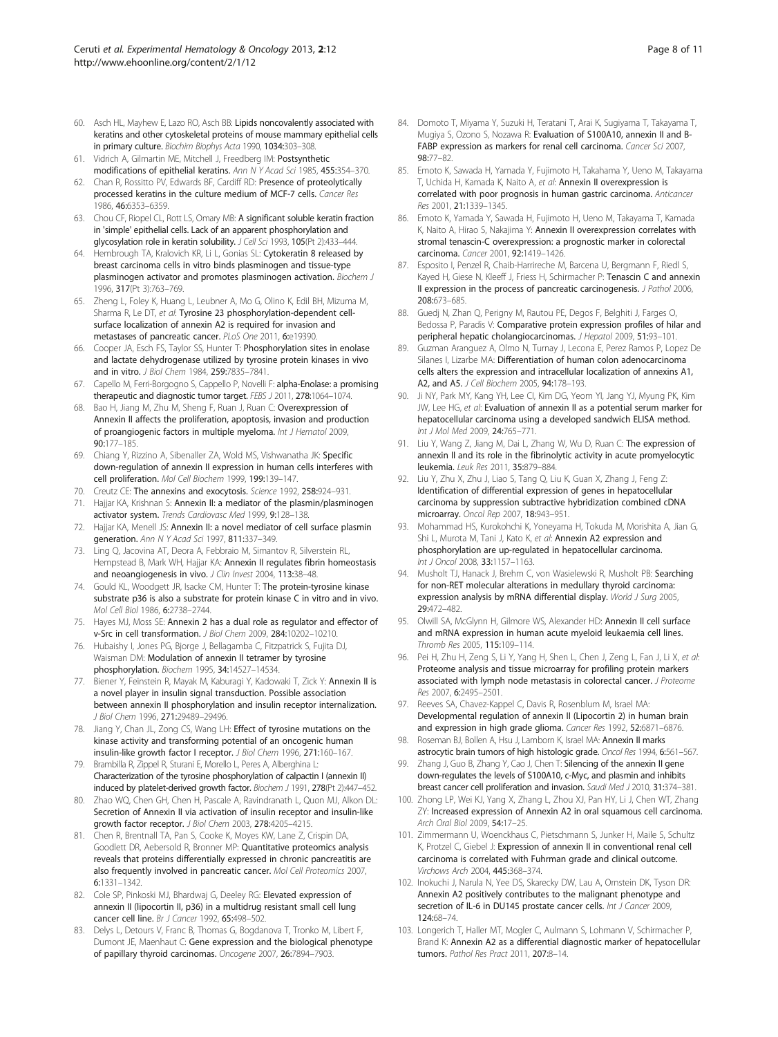60. Asch HL, Mayhew E, Lazo RO, Asch BB: **Lipids noncovalently associated with keratins and other cytoskeletal proteins of mouse mammary epithelial cells in primary culture.** *Biochim Biophys Acta* 1990, **1034**:303–308.
61. Vidrich A, Gilmartin ME, Mitchell J, Freedberg IM: **Postsynthetic modifications of epithelial keratins.** *Ann N Y Acad Sci* 1985, **455**:354–370.
62. Chan R, Rossitto PV, Edwards BF, Cardiff RD: **Presence of proteolytically processed keratins in the culture medium of MCF-7 cells.** *Cancer Res* 1986, **46**:6353–6359.
63. Chou CF, Riopel CL, Rott LS, Omary MB: **A significant soluble keratin fraction in 'simple' epithelial cells. Lack of an apparent phosphorylation and glycosylation role in keratin solubility.** *J Cell Sci* 1993, **105**(Pt 2):433–444.
64. Hembrough TA, Kralovich KR, Li L, Gonias SL: **Cytokeratin 8 released by breast carcinoma cells in vitro binds plasminogen and tissue-type plasminogen activator and promotes plasminogen activation.** *Biochem J* 1996, **317**(Pt 3):763–769.
65. Zheng L, Foley K, Huang L, Leubner A, Mo G, Olino K, Edil BH, Mizuma M, Sharma R, Le DT, *et al*: **Tyrosine 23 phosphorylation-dependent cell-surface localization of annexin A2 is required for invasion and metastases of pancreatic cancer.** *PLoS One* 2011, **6**:e19390.
66. Cooper JA, Esch FS, Taylor SS, Hunter T: **Phosphorylation sites in enolase and lactate dehydrogenase utilized by tyrosine protein kinases in vivo and in vitro.** *J Biol Chem* 1984, **259**:7835–7841.
67. Capello M, Ferri-Borgogno S, Cappello P, Novelli F: **alpha-Enolase: a promising therapeutic and diagnostic tumor target.** *FEBS J* 2011, **278**:1064–1074.
68. Bao H, Jiang M, Zhu M, Sheng F, Ruan J, Ruan C: **Overexpression of Annexin II affects the proliferation, apoptosis, invasion and production of proangiogenic factors in multiple myeloma.** *Int J Hematol* 2009, **90**:177–185.
69. Chiang Y, Rizzino A, Sibenaller ZA, Wold MS, Vishwanatha JK: **Specific down-regulation of annexin II expression in human cells interferes with cell proliferation.** *Mol Cell Biochem* 1999, **199**:139–147.
70. Creutz CE: **The annexins and exocytosis.** *Science* 1992, **258**:924–931.
71. Hajjar KA, Krishnan S: **Annexin II: a mediator of the plasmin/plasminogen activator system.** *Trends Cardiovasc Med* 1999, **9**:128–138.
72. Hajjar KA, Menell JS: **Annexin II: a novel mediator of cell surface plasmin generation.** *Ann N Y Acad Sci* 1997, **811**:337–349.
73. Ling Q, Jacovina AT, Deora A, Febbraio M, Simantov R, Silverstein RL, Hempstead B, Mark WH, Hajjar KA: **Annexin II regulates fibrin homeostasis and neoangiogenesis in vivo.** *J Clin Invest* 2004, **113**:38–48.
74. Gould KL, Woodgett JR, Isacke CM, Hunter T: **The protein-tyrosine kinase substrate p36 is also a substrate for protein kinase C in vitro and in vivo.** *Mol Cell Biol* 1986, **6**:2738–2744.
75. Hayes MJ, Moss SE: **Annexin 2 has a dual role as regulator and effector of v-Src in cell transformation.** *J Biol Chem* 2009, **284**:10202–10210.
76. Hubaishy I, Jones PG, Bjorge J, Bellagamba C, Fitzpatrick S, Fujita DJ, Waisman DM: **Modulation of annexin II tetramer by tyrosine phosphorylation.** *Biochem* 1995, **34**:14527–14534.
77. Biener Y, Feinstein R, Mayak M, Kaburagi Y, Kadowaki T, Zick Y: **Annexin II is a novel player in insulin signal transduction. Possible association between annexin II phosphorylation and insulin receptor internalization.** *J Biol Chem* 1996, **271**:29489–29496.
78. Jiang Y, Chan JL, Zong CS, Wang LH: **Effect of tyrosine mutations on the kinase activity and transforming potential of an oncogenic human insulin-like growth factor I receptor.** *J Biol Chem* 1996, **271**:160–167.
79. Brambilla R, Zippel R, Sturani E, Morello L, Peres A, Alberghina L: **Characterization of the tyrosine phosphorylation of calpactin I (annexin II) induced by platelet-derived growth factor.** *Biochem J* 1991, **278**(Pt 2):447–452.
80. Zhao WQ, Chen GH, Chen H, Pascale A, Ravindranath L, Quon MJ, Alkon DL: **Secretion of Annexin II via activation of insulin receptor and insulin-like growth factor receptor.** *J Biol Chem* 2003, **278**:4205–4215.
81. Chen R, Brentnall TA, Pan S, Cooke K, Moyes KW, Lane Z, Crispin DA, Goodlett DR, Aebersold R, Bronner MP: **Quantitative proteomics analysis reveals that proteins differentially expressed in chronic pancreatitis are also frequently involved in pancreatic cancer.** *Mol Cell Proteomics* 2007, **6**:1331–1342.
82. Cole SP, Pinkoski MJ, Bhardwaj G, Deeley RG: **Elevated expression of annexin II (lipocortin II, p36) in a multidrug resistant small cell lung cancer cell line.** *Br J Cancer* 1992, **65**:498–502.
83. Delys L, Detours V, Franc B, Thomas G, Bogdanova T, Tronko M, Libert F, Dumont JE, Maenhaut C: **Gene expression and the biological phenotype of papillary thyroid carcinomas.** *Oncogene* 2007, **26**:7894–7903.
84. Domoto T, Miyama Y, Suzuki H, Teratani T, Arai K, Sugiyama T, Takayama T, Mugiya S, Ozono S, Nozawa R: **Evaluation of S100A10, annexin II and B-FABP expression as markers for renal cell carcinoma.** *Cancer Sci* 2007, **98**:77–82.
85. Emoto K, Sawada H, Yamada Y, Fujimoto H, Takahama Y, Ueno M, Takayama T, Uchida H, Kamada K, Naito A, *et al*: **Annexin II overexpression is correlated with poor prognosis in human gastric carcinoma.** *Anticancer Res* 2001, **21**:1339–1345.
86. Emoto K, Yamada Y, Sawada H, Fujimoto H, Ueno M, Takayama T, Kamada K, Naito A, Hirao S, Nakajima Y: **Annexin II overexpression correlates with stromal tenascin-C overexpression: a prognostic marker in colorectal carcinoma.** *Cancer* 2001, **92**:1419–1426.
87. Esposito I, Penzel R, Chaib-Harrireche M, Barcena U, Bergmann F, Riedl S, Kayed H, Giese N, Kleeff J, Friess H, Schirmacher P: **Tenascin C and annexin II expression in the process of pancreatic carcinogenesis.** *J Pathol* 2006, **208**:673–685.
88. Guedj N, Zhan Q, Perigny M, Rautou PE, Degos F, Belghiti J, Farges O, Bedossa P, Paradis V: **Comparative protein expression profiles of hilar and peripheral hepatic cholangiocarcinomas.** *J Hepatol* 2009, **51**:93–101.
89. Guzman Aranguez A, Olmo N, Turnay J, Lecona E, Perez Ramos P, Lopez De Silanes I, Lizarbe MA: **Differentiation of human colon adenocarcinoma cells alters the expression and intracellular localization of annexins A1, A2, and A5.** *J Cell Biochem* 2005, **94**:178–193.
90. Ji NY, Park MY, Kang YH, Lee CI, Kim DG, Yeom YI, Jang YJ, Myung PK, Kim JW, Lee HG, *et al*: **Evaluation of annexin II as a potential serum marker for hepatocellular carcinoma using a developed sandwich ELISA method.** *Int J Mol Med* 2009, **24**:765–771.
91. Liu Y, Wang Z, Jiang M, Dai L, Zhang W, Wu D, Ruan C: **The expression of annexin II and its role in the fibrinolytic activity in acute promyelocytic leukemia.** *Leuk Res* 2011, **35**:879–884.
92. Liu Y, Zhu X, Zhu J, Liao S, Tang Q, Liu K, Guan X, Zhang J, Feng Z: **Identification of differential expression of genes in hepatocellular carcinoma by suppression subtractive hybridization combined cDNA microarray.** *Oncol Rep* 2007, **18**:943–951.
93. Mohammad HS, Kurokohchi K, Yoneyama H, Tokuda M, Morishita A, Jian G, Shi L, Murota M, Tani J, Kato K, *et al*: **Annexin A2 expression and phosphorylation are up-regulated in hepatocellular carcinoma.** *Int J Oncol* 2008, **33**:1157–1163.
94. Musholt TJ, Hanack J, Brehm C, von Wasielewski R, Musholt PB: **Searching for non-RET molecular alterations in medullary thyroid carcinoma: expression analysis by mRNA differential display.** *World J Surg* 2005, **29**:472–482.
95. Olwill SA, McGlynn H, Gilmore WS, Alexander HD: **Annexin II cell surface and mRNA expression in human acute myeloid leukaemia cell lines.** *Thromb Res* 2005, **115**:109–114.
96. Pei H, Zhu H, Zeng S, Li Y, Yang H, Shen L, Chen J, Zeng L, Fan J, Li X, *et al*: **Proteome analysis and tissue microarray for profiling protein markers associated with lymph node metastasis in colorectal cancer.** *J Proteome Res* 2007, **6**:2495–2501.
97. Reeves SA, Chavez-Kappel C, Davis R, Rosenblum M, Israel MA: **Developmental regulation of annexin II (Lipocortin 2) in human brain and expression in high grade glioma.** *Cancer Res* 1992, **52**:6871–6876.
98. Roseman BJ, Bollen A, Hsu J, Lamborn K, Israel MA: **Annexin II marks astrocytic brain tumors of high histologic grade.** *Oncol Res* 1994, **6**:561–567.
99. Zhang J, Guo B, Zhang Y, Cao J, Chen T: **Silencing of the annexin II gene down-regulates the levels of S100A10, c-Myc, and plasmin and inhibits breast cancer cell proliferation and invasion.** *Saudi Med J* 2010, **31**:374–381.
100. Zhong LP, Wei KJ, Yang X, Zhang L, Zhou XJ, Pan HY, Li J, Chen WT, Zhang ZY: **Increased expression of Annexin A2 in oral squamous cell carcinoma.** *Arch Oral Biol* 2009, **54**:17–25.
101. Zimmermann U, Woenckhaus C, Pietschmann S, Junker H, Maile S, Schultz K, Protzel C, Giebel J: **Expression of annexin II in conventional renal cell carcinoma is correlated with Fuhrman grade and clinical outcome.** *Virchows Arch* 2004, **445**:368–374.
102. Inokuchi J, Narula N, Yee DS, Skarecky DW, Lau A, Ornstein DK, Tyson DR: **Annexin A2 positively contributes to the malignant phenotype and secretion of IL-6 in DU145 prostate cancer cells.** *Int J Cancer* 2009, **124**:68–74.
103. Longerich T, Haller MT, Mogler C, Aulmann S, Lohmann V, Schirmacher P, Brand K: **Annexin A2 as a differential diagnostic marker of hepatocellular tumors.** *Pathol Res Pract* 2011, **207**:8–14.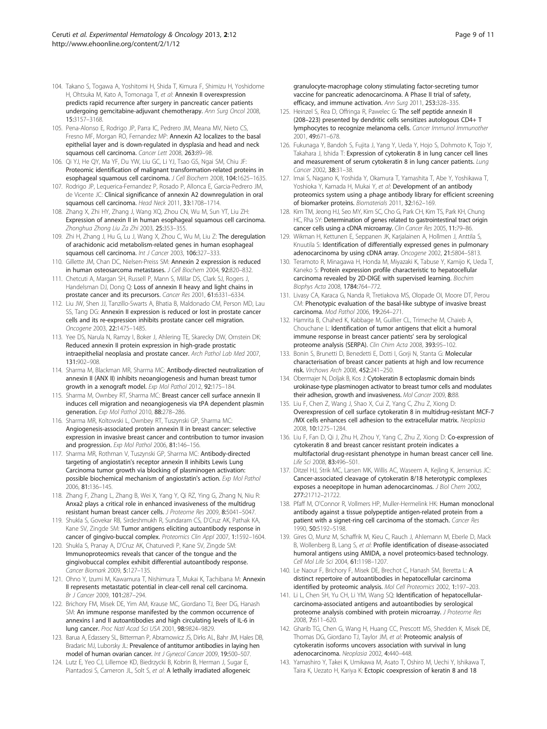104. Takano S, Togawa A, Yoshitomi H, Shida T, Kimura F, Shimizu H, Yoshidome H, Ohtsuka M, Kato A, Tomonaga T, *et al*: **Annexin II overexpression predicts rapid recurrence after surgery in pancreatic cancer patients undergoing gemcitabine-adjuvant chemotherapy.** *Ann Surg Oncol* 2008, **15:**3157–3168.
105. Pena-Alonso E, Rodrigo JP, Parra IC, Pedrero JM, Meana MV, Nieto CS, Fresno MF, Morgan RO, Fernandez MP: **Annexin A2 localizes to the basal epithelial layer and is down-regulated in dysplasia and head and neck squamous cell carcinoma.** *Cancer Lett* 2008, **263:**89–98.
106. Qi YJ, He QY, Ma YF, Du YW, Liu GC, Li YJ, Tsao GS, Ngai SM, Chiu JF: **Proteomic identification of malignant transformation-related proteins in esophageal squamous cell carcinoma.** *J Cell Biochem* 2008, **104:**1625–1635.
107. Rodrigo JP, Lequerica-Fernandez P, Rosado P, Allonca E, Garcia-Pedrero JM, de Vicente JC: **Clinical significance of annexin A2 downregulation in oral squamous cell carcinoma.** *Head Neck* 2011, **33:**1708–1714.
108. Zhang X, Zhi HY, Zhang J, Wang XQ, Zhou CN, Wu M, Sun YT, Liu ZH: **Expression of annexin II in human esophageal squamous cell carcinoma.** *Zhonghua Zhong Liu Za Zhi* 2003, **25:**353–355.
109. Zhi H, Zhang J, Hu G, Lu J, Wang X, Zhou C, Wu M, Liu Z: **The deregulation of arachidonic acid metabolism-related genes in human esophageal squamous cell carcinoma.** *Int J Cancer* 2003, **106:**327–333.
110. Gillette JM, Chan DC, Nielsen-Preiss SM: **Annexin 2 expression is reduced in human osteosarcoma metastases.** *J Cell Biochem* 2004, **92:**820–832.
111. Chetcuti A, Margan SH, Russell P, Mann S, Millar DS, Clark SJ, Rogers J, Handelsman DJ, Dong Q: **Loss of annexin II heavy and light chains in prostate cancer and its precursors.** *Cancer Res* 2001, **61:**6331–6334.
112. Liu JW, Shen JJ, Tanzillo-Swarts A, Bhatia B, Maldonado CM, Person MD, Lau SS, Tang DG: **Annexin II expression is reduced or lost in prostate cancer cells and its re-expression inhibits prostate cancer cell migration.** *Oncogene* 2003, **22:**1475–1485.
113. Yee DS, Narula N, Ramzy I, Boker J, Ahlering TE, Skarecky DW, Ornstein DK: **Reduced annexin II protein expression in high-grade prostatic intraepithelial neoplasia and prostate cancer.** *Arch Pathol Lab Med* 2007, **131:**902–908.
114. Sharma M, Blackman MR, Sharma MC: **Antibody-directed neutralization of annexin II (ANX II) inhibits neoangiogenesis and human breast tumor growth in a xenograft model.** *Exp Mol Pathol* 2012, **92:**175–184.
115. Sharma M, Ownbey RT, Sharma MC: **Breast cancer cell surface annexin II induces cell migration and neoangiogenesis via tPA dependent plasmin generation.** *Exp Mol Pathol* 2010, **88:**278–286.
116. Sharma MR, Koltowski L, Ownbey RT, Tuszynski GP, Sharma MC: **Angiogenesis-associated protein annexin II in breast cancer: selective expression in invasive breast cancer and contribution to tumor invasion and progression.** *Exp Mol Pathol* 2006, **81:**146–156.
117. Sharma MR, Rothman V, Tuszynski GP, Sharma MC: **Antibody-directed targeting of angiostatin's receptor annexin II inhibits Lewis Lung Carcinoma tumor growth via blocking of plasminogen activation: possible biochemical mechanism of angiostatin's action.** *Exp Mol Pathol* 2006, **81:**136–145.
118. Zhang F, Zhang L, Zhang B, Wei X, Yang Y, Qi RZ, Ying G, Zhang N, Niu R: **Anxa2 plays a critical role in enhanced invasiveness of the multidrug resistant human breast cancer cells.** *J Proteome Res* 2009, **8:**5041–5047.
119. Shukla S, Govekar RB, Sirdeshmukh R, Sundaram CS, D'Cruz AK, Pathak KA, Kane SV, Zingde SM: **Tumor antigens eliciting autoantibody response in cancer of gingivo-buccal complex.** *Proteomics Clin Appl* 2007, **1:**1592–1604.
120. Shukla S, Pranay A, D'Cruz AK, Chaturvedi P, Kane SV, Zingde SM: **Immunoproteomics reveals that cancer of the tongue and the gingivobuccal complex exhibit differential autoantibody response.** *Cancer Biomark* 2009, **5:**127–135.
121. Ohno Y, Izumi M, Kawamura T, Nishimura T, Mukai K, Tachibana M: **Annexin II represents metastatic potential in clear-cell renal cell carcinoma.** *Br J Cancer* 2009, **101:**287–294.
122. Brichory FM, Misek DE, Yim AM, Krause MC, Giordano TJ, Beer DG, Hanash SM: **An immune response manifested by the common occurrence of annexins I and II autoantibodies and high circulating levels of IL-6 in lung cancer.** *Proc Natl Acad Sci USA* 2001, **98:**9824–9829.
123. Barua A, Edassery SL, Bitterman P, Abramowicz JS, Dirks AL, Bahr JM, Hales DB, Bradaric MJ, Luborsky JL: **Prevalence of antitumor antibodies in laying hen model of human ovarian cancer.** *Int J Gynecol Cancer* 2009, **19:**500–507.
124. Lutz E, Yeo CJ, Lillemoe KD, Biedrzycki B, Kobrin B, Herman J, Sugar E, Piantadosi S, Cameron JL, Solt S, *et al*: **A lethally irradiated allogeneic granulocyte-macrophage colony stimulating factor-secreting tumor vaccine for pancreatic adenocarcinoma. A Phase II trial of safety, efficacy, and immune activation.** *Ann Surg* 2011, **253:**328–335.
125. Heinzel S, Rea D, Offringa R, Pawelec G: **The self peptide annexin II (208–223) presented by dendritic cells sensitizes autologous CD4+ T lymphocytes to recognize melanoma cells.** *Cancer Immunol Immunother* 2001, **49:**671–678.
126. Fukunaga Y, Bandoh S, Fujita J, Yang Y, Ueda Y, Hojo S, Dohmoto K, Tojo Y, Takahara J, Ishida T: **Expression of cytokeratin 8 in lung cancer cell lines and measurement of serum cytokeratin 8 in lung cancer patients.** *Lung Cancer* 2002, **38:**31–38.
127. Imai S, Nagano K, Yoshida Y, Okamura T, Yamashita T, Abe Y, Yoshikawa T, Yoshioka Y, Kamada H, Mukai Y, *et al*: **Development of an antibody proteomics system using a phage antibody library for efficient screening of biomarker proteins.** *Biomaterials* 2011, **32:**162–169.
128. Kim TM, Jeong HJ, Seo MY, Kim SC, Cho G, Park CH, Kim TS, Park KH, Chung HC, Rha SY: **Determination of genes related to gastrointestinal tract origin cancer cells using a cDNA microarray.** *Clin Cancer Res* 2005, **11:**79–86.
129. Wikman H, Kettunen E, Seppanen JK, Karjalainen A, Hollmen J, Anttila S, Knuutila S: **Identification of differentially expressed genes in pulmonary adenocarcinoma by using cDNA array.** *Oncogene* 2002, **21:**5804–5813.
130. Teramoto R, Minagawa H, Honda M, Miyazaki K, Tabuse Y, Kamijo K, Ueda T, Kaneko S: **Protein expression profile characteristic to hepatocellular carcinoma revealed by 2D-DIGE with supervised learning.** *Biochim Biophys Acta* 2008, **1784:**764–772.
131. Livasy CA, Karaca G, Nanda R, Tretiakova MS, Olopade OI, Moore DT, Perou CM: **Phenotypic evaluation of the basal-like subtype of invasive breast carcinoma.** *Mod Pathol* 2006, **19:**264–271.
132. Hamrita B, Chahed K, Kabbage M, Guillier CL, Trimeche M, Chaieb A, Chouchane L: **Identification of tumor antigens that elicit a humoral immune response in breast cancer patients' sera by serological proteome analysis (SERPA).** *Clin Chim Acta* 2008, **393:**95–102.
133. Bonin S, Brunetti D, Benedetti E, Dotti I, Gorji N, Stanta G: **Molecular characterisation of breast cancer patients at high and low recurrence risk.** *Virchows Arch* 2008, **452:**241–250.
134. Obermajer N, Doljak B, Kos J: **Cytokeratin 8 ectoplasmic domain binds urokinase-type plasminogen activator to breast tumor cells and modulates their adhesion, growth and invasiveness.** *Mol Cancer* 2009, **8:**88.
135. Liu F, Chen Z, Wang J, Shao X, Cui Z, Yang C, Zhu Z, Xiong D: **Overexpression of cell surface cytokeratin 8 in multidrug-resistant MCF-7 /MX cells enhances cell adhesion to the extracellular matrix.** *Neoplasia* 2008, **10:**1275–1284.
136. Liu F, Fan D, Qi J, Zhu H, Zhou Y, Yang C, Zhu Z, Xiong D: **Co-expression of cytokeratin 8 and breast cancer resistant protein indicates a multifactorial drug-resistant phenotype in human breast cancer cell line.** *Life Sci* 2008, **83:**496–501.
137. Ditzel HJ, Strik MC, Larsen MK, Willis AC, Waseem A, Kejling K, Jensenius JC: **Cancer-associated cleavage of cytokeratin 8/18 heterotypic complexes exposes a neoepitope in human adenocarcinomas.** *J Biol Chem* 2002, **277:**21712–21722.
138. Pfaff M, O'Connor R, Vollmers HP, Muller-Hermelink HK: **Human monoclonal antibody against a tissue polypeptide antigen-related protein from a patient with a signet-ring cell carcinoma of the stomach.** *Cancer Res* 1990, **50:**5192–5198.
139. Gires O, Munz M, Schaffrik M, Kieu C, Rauch J, Ahlemann M, Eberle D, Mack B, Wollenberg B, Lang S, *et al*: **Profile identification of disease-associated humoral antigens using AMIDA, a novel proteomics-based technology.** *Cell Mol Life Sci* 2004, **61:**1198–1207.
140. Le Naour F, Brichory F, Misek DE, Brechot C, Hanash SM, Beretta L: **A distinct repertoire of autoantibodies in hepatocellular carcinoma identified by proteomic analysis.** *Mol Cell Proteomics* 2002, **1:**197–203.
141. Li L, Chen SH, Yu CH, Li YM, Wang SQ: **Identification of hepatocellular-carcinoma-associated antigens and autoantibodies by serological proteome analysis combined with protein microarray.** *J Proteome Res* 2008, **7:**611–620.
142. Gharib TG, Chen G, Wang H, Huang CC, Prescott MS, Shedden K, Misek DE, Thomas DG, Giordano TJ, Taylor JM, *et al*: **Proteomic analysis of cytokeratin isoforms uncovers association with survival in lung adenocarcinoma.** *Neoplasia* 2002, **4:**440–448.
143. Yamashiro Y, Takei K, Umikawa M, Asato T, Oshiro M, Uechi Y, Ishikawa T, Taira K, Uezato H, Kariya K: **Ectopic coexpression of keratin 8 and 18**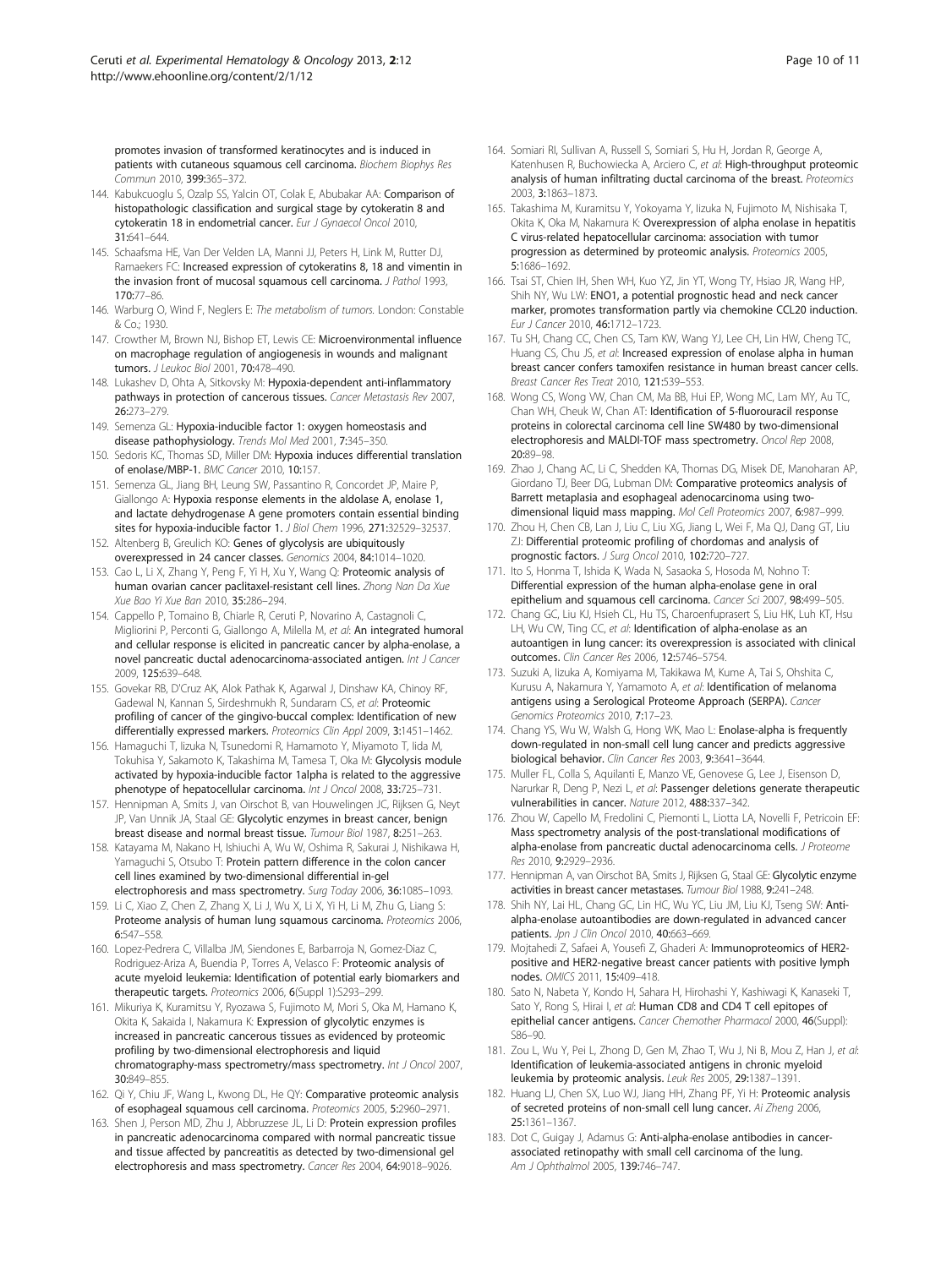promotes invasion of transformed keratinocytes and is induced in patients with cutaneous squamous cell carcinoma. *Biochem Biophys Res Commun* 2010, 399:365–372.

144. Kabukcuoglu S, Ozalp SS, Yalcin OT, Colak E, Abubakar AA: **Comparison of histopathologic classification and surgical stage by cytokeratin 8 and cytokeratin 18 in endometrial cancer.** *Eur J Gynaecol Oncol* 2010, 31:641–644.
145. Schaafsma HE, Van Der Velden LA, Manni JJ, Peters H, Link M, Rutter DJ, Ramaekers FC: **Increased expression of cytokeratins 8, 18 and vimentin in the invasion front of mucosal squamous cell carcinoma.** *J Pathol* 1993, 170:77–86.
146. Warburg O, Wind F, Neglers E: *The metabolism of tumors.* London: Constable & Co.; 1930.
147. Crowther M, Brown NJ, Bishop ET, Lewis CE: **Microenvironmental influence on macrophage regulation of angiogenesis in wounds and malignant tumors.** *J Leukoc Biol* 2001, 70:478–490.
148. Lukashev D, Ohta A, Sitkovsky M: **Hypoxia-dependent anti-inflammatory pathways in protection of cancerous tissues.** *Cancer Metastasis Rev* 2007, 26:273–279.
149. Semenza GL: **Hypoxia-inducible factor 1: oxygen homeostasis and disease pathophysiology.** *Trends Mol Med* 2001, 7:345–350.
150. Sedoris KC, Thomas SD, Miller DM: **Hypoxia induces differential translation of enolase/MBP-1.** *BMC Cancer* 2010, 10:157.
151. Semenza GL, Jiang BH, Leung SW, Passantino R, Concordet JP, Maire P, Giallongo A: **Hypoxia response elements in the aldolase A, enolase 1, and lactate dehydrogenase A gene promoters contain essential binding sites for hypoxia-inducible factor 1.** *J Biol Chem* 1996, 271:32529–32537.
152. Altenberg B, Greulich KO: **Genes of glycolysis are ubiquitously overexpressed in 24 cancer classes.** *Genomics* 2004, 84:1014–1020.
153. Cao L, Li X, Zhang Y, Peng F, Yi H, Xu Y, Wang Q: **Proteomic analysis of human ovarian cancer paclitaxel-resistant cell lines.** *Zhong Nan Da Xue Xue Bao Yi Xue Ban* 2010, 35:286–294.
154. Cappello P, Tomaino B, Chiarle R, Ceruti P, Novarino A, Castagnoli C, Migliorini P, Perconti G, Giallongo A, Milella M, *et al*: **An integrated humoral and cellular response is elicited in pancreatic cancer by alpha-enolase, a novel pancreatic ductal adenocarcinoma-associated antigen.** *Int J Cancer* 2009, 125:639–648.
155. Govekar RB, D'Cruz AK, Alok Pathak K, Agarwal J, Dinshaw KA, Chinoy RF, Gadewal N, Kannan S, Sirdeshmukh R, Sundaram CS, *et al*: **Proteomic profiling of cancer of the gingivo-buccal complex: Identification of new differentially expressed markers.** *Proteomics Clin Appl* 2009, 3:1451–1462.
156. Hamaguchi T, Iizuka N, Tsunedomi R, Hamamoto Y, Miyamoto T, Iida M, Tokuhisa Y, Sakamoto K, Takashima M, Tamesa T, Oka M: **Glycolysis module activated by hypoxia-inducible factor 1alpha is related to the aggressive phenotype of hepatocellular carcinoma.** *Int J Oncol* 2008, 33:725–731.
157. Hennipman A, Smits J, van Oirschot B, van Houwelingen JC, Rijksen G, Neyt JP, Van Unnik JA, Staal GE: **Glycolytic enzymes in breast cancer, benign breast disease and normal breast tissue.** *Tumour Biol* 1987, 8:251–263.
158. Katayama M, Nakano H, Ishiuchi A, Wu W, Oshima R, Sakurai J, Nishikawa H, Yamaguchi S, Otsubo T: **Protein pattern difference in the colon cancer cell lines examined by two-dimensional differential in-gel electrophoresis and mass spectrometry.** *Surg Today* 2006, 36:1085–1093.
159. Li C, Xiao Z, Chen Z, Zhang X, Li J, Wu X, Li X, Yi H, Li M, Zhu G, Liang S: **Proteome analysis of human lung squamous carcinoma.** *Proteomics* 2006, 6:547–558.
160. Lopez-Pedrera C, Villalba JM, Siendones E, Barbarroja N, Gomez-Diaz C, Rodriguez-Ariza A, Buendia P, Torres A, Velasco F: **Proteomic analysis of acute myeloid leukemia: Identification of potential early biomarkers and therapeutic targets.** *Proteomics* 2006, 6(Suppl 1):S293–299.
161. Mikuriya K, Kuramitsu Y, Ryozawa S, Fujimoto M, Mori S, Oka M, Hamano K, Okita K, Sakaida I, Nakamura K: **Expression of glycolytic enzymes is increased in pancreatic cancerous tissues as evidenced by proteomic profiling by two-dimensional electrophoresis and liquid chromatography-mass spectrometry/mass spectrometry.** *Int J Oncol* 2007, 30:849–855.
162. Qi Y, Chiu JF, Wang L, Kwong DL, He QY: **Comparative proteomic analysis of esophageal squamous cell carcinoma.** *Proteomics* 2005, 5:2960–2971.
163. Shen J, Person MD, Zhu J, Abbruzzese JL, Li D: **Protein expression profiles in pancreatic adenocarcinoma compared with normal pancreatic tissue and tissue affected by pancreatitis as detected by two-dimensional gel electrophoresis and mass spectrometry.** *Cancer Res* 2004, 64:9018–9026.
164. Somiari RI, Sullivan A, Russell S, Somiari S, Hu H, Jordan R, George A, Katenhusen R, Buchowiecka A, Arciero C, *et al*: **High-throughput proteomic analysis of human infiltrating ductal carcinoma of the breast.** *Proteomics* 2003, 3:1863–1873.
165. Takashima M, Kuramitsu Y, Yokoyama Y, Iizuka N, Fujimoto M, Nishisaka T, Okita K, Oka M, Nakamura K: **Overexpression of alpha enolase in hepatitis C virus-related hepatocellular carcinoma: association with tumor progression as determined by proteomic analysis.** *Proteomics* 2005, 5:1686–1692.
166. Tsai ST, Chien IH, Shen WH, Kuo YZ, Jin YT, Wong TY, Hsiao JR, Wang HP, Shih NY, Wu LW: **ENO1, a potential prognostic head and neck cancer marker, promotes transformation partly via chemokine CCL20 induction.** *Eur J Cancer* 2010, 46:1712–1723.
167. Tu SH, Chang CC, Chen CS, Tam KW, Wang YJ, Lee CH, Lin HW, Cheng TC, Huang CS, Chu JS, *et al*: **Increased expression of enolase alpha in human breast cancer confers tamoxifen resistance in human breast cancer cells.** *Breast Cancer Res Treat* 2010, 121:539–553.
168. Wong CS, Wong VW, Chan CM, Ma BB, Hui EP, Wong MC, Lam MY, Au TC, Chan WH, Cheuk W, Chan AT: **Identification of 5-fluorouracil response proteins in colorectal carcinoma cell line SW480 by two-dimensional electrophoresis and MALDI-TOF mass spectrometry.** *Oncol Rep* 2008, 20:89–98.
169. Zhao J, Chang AC, Li C, Shedden KA, Thomas DG, Misek DE, Manoharan AP, Giordano TJ, Beer DG, Lubman DM: **Comparative proteomics analysis of Barrett metaplasia and esophageal adenocarcinoma using two-dimensional liquid mass mapping.** *Mol Cell Proteomics* 2007, 6:987–999.
170. Zhou H, Chen CB, Lan J, Liu C, Liu XG, Jiang L, Wei F, Ma QJ, Dang GT, Liu ZJ: **Differential proteomic profiling of chordomas and analysis of prognostic factors.** *J Surg Oncol* 2010, 102:720–727.
171. Ito S, Honma T, Ishida K, Wada N, Sasaoka S, Hosoda M, Nohno T: **Differential expression of the human alpha-enolase gene in oral epithelium and squamous cell carcinoma.** *Cancer Sci* 2007, 98:499–505.
172. Chang GC, Liu KJ, Hsieh CL, Hu TS, Charoenfuprasert S, Liu HK, Luh KT, Hsu LH, Wu CW, Ting CC, *et al*: **Identification of alpha-enolase as an autoantigen in lung cancer: its overexpression is associated with clinical outcomes.** *Clin Cancer Res* 2006, 12:5746–5754.
173. Suzuki A, Iizuka A, Komiyama M, Takikawa M, Kume A, Tai S, Ohshita C, Kurusu A, Nakamura Y, Yamamoto A, *et al*: **Identification of melanoma antigens using a Serological Proteome Approach (SERPA).** *Cancer Genomics Proteomics* 2010, 7:17–23.
174. Chang YS, Wu W, Walsh G, Hong WK, Mao L: **Enolase-alpha is frequently down-regulated in non-small cell lung cancer and predicts aggressive biological behavior.** *Clin Cancer Res* 2003, 9:3641–3644.
175. Muller FL, Colla S, Aquilanti E, Manzo VE, Genovese G, Lee J, Eisenson D, Narurkar R, Deng P, Nezi L, *et al*: **Passenger deletions generate therapeutic vulnerabilities in cancer.** *Nature* 2012, 488:337–342.
176. Zhou W, Capello M, Fredolini C, Piemonti L, Liotta LA, Novelli F, Petricoin EF: **Mass spectrometry analysis of the post-translational modifications of alpha-enolase from pancreatic ductal adenocarcinoma cells.** *J Proteome Res* 2010, 9:2929–2936.
177. Hennipman A, van Oirschot BA, Smits J, Rijksen G, Staal GE: **Glycolytic enzyme activities in breast cancer metastases.** *Tumour Biol* 1988, 9:241–248.
178. Shih NY, Lai HL, Chang GC, Lin HC, Wu YC, Liu JM, Liu KJ, Tseng SW: **Anti-alpha-enolase autoantibodies are down-regulated in advanced cancer patients.** *Jpn J Clin Oncol* 2010, 40:663–669.
179. Mojtahedi Z, Safaei A, Yousefi Z, Ghaderi A: **Immunoproteomics of HER2-positive and HER2-negative breast cancer patients with positive lymph nodes.** *OMICS* 2011, 15:409–418.
180. Sato N, Nabeta Y, Kondo H, Sahara H, Hirohashi Y, Kashiwagi K, Kanaseki T, Sato Y, Rong S, Hirai I, *et al*: **Human CD8 and CD4 T cell epitopes of epithelial cancer antigens.** *Cancer Chemother Pharmacol* 2000, 46(Suppl): S86–90.
181. Zou L, Wu Y, Pei L, Zhong D, Gen M, Zhao T, Wu J, Ni B, Mou Z, Han J, *et al*: **Identification of leukemia-associated antigens in chronic myeloid leukemia by proteomic analysis.** *Leuk Res* 2005, 29:1387–1391.
182. Huang LJ, Chen SX, Luo WJ, Jiang HH, Zhang PF, Yi H: **Proteomic analysis of secreted proteins of non-small cell lung cancer.** *Ai Zheng* 2006, 25:1361–1367.
183. Dot C, Guigay J, Adamus G: **Anti-alpha-enolase antibodies in cancer-associated retinopathy with small cell carcinoma of the lung.** *Am J Ophthalmol* 2005, 139:746–747.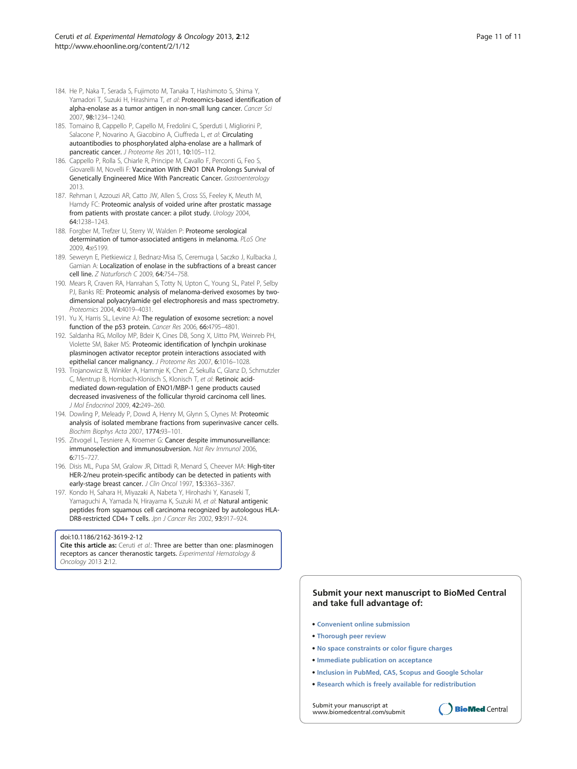184. He P, Naka T, Serada S, Fujimoto M, Tanaka T, Hashimoto S, Shima Y, Yamadori T, Suzuki H, Hirashima T, *et al*: **Proteomics-based identification of alpha-enolase as a tumor antigen in non-small lung cancer.** *Cancer Sci* 2007, **98:**1234–1240.
185. Tomaino B, Cappello P, Capello M, Fredolini C, Sperduti I, Migliorini P, Salacone P, Novarino A, Giacobino A, Ciuffreda L, *et al*: **Circulating autoantibodies to phosphorylated alpha-enolase are a hallmark of pancreatic cancer.** *J Proteome Res* 2011, **10:**105–112.
186. Cappello P, Rolla S, Chiarle R, Principe M, Cavallo F, Perconti G, Feo S, Giovarelli M, Novelli F: **Vaccination With ENO1 DNA Prolongs Survival of Genetically Engineered Mice With Pancreatic Cancer.** *Gastroenterology* 2013.
187. Rehman I, Azzouzi AR, Catto JW, Allen S, Cross SS, Feeley K, Meuth M, Hamdy FC: **Proteomic analysis of voided urine after prostatic massage from patients with prostate cancer: a pilot study.** *Urology* 2004, **64:**1238–1243.
188. Forgber M, Trefzer U, Sterry W, Walden P: **Proteome serological determination of tumor-associated antigens in melanoma.** *PLoS One* 2009, **4:**e5199.
189. Seweryn E, Pietkiewicz J, Bednarz-Misa IS, Ceremuga I, Saczko J, Kulbacka J, Gamian A: **Localization of enolase in the subfractions of a breast cancer cell line.** *Z Naturforsch C* 2009, **64:**754–758.
190. Mears R, Craven RA, Hanrahan S, Totty N, Upton C, Young SL, Patel P, Selby PJ, Banks RE: **Proteomic analysis of melanoma-derived exosomes by two-dimensional polyacrylamide gel electrophoresis and mass spectrometry.** *Proteomics* 2004, **4:**4019–4031.
191. Yu X, Harris SL, Levine AJ: **The regulation of exosome secretion: a novel function of the p53 protein.** *Cancer Res* 2006, **66:**4795–4801.
192. Saldanha RG, Molloy MP, Bdeir K, Cines DB, Song X, Uitto PM, Weinreb PH, Violette SM, Baker MS: **Proteomic identification of lynchpin urokinase plasminogen activator receptor protein interactions associated with epithelial cancer malignancy.** *J Proteome Res* 2007, **6:**1016–1028.
193. Trojanowicz B, Winkler A, Hammje K, Chen Z, Sekulla C, Glanz D, Schmutzler C, Mentrup B, Hombach-Klonisch S, Klonisch T, *et al*: **Retinoic acid-mediated down-regulation of ENO1/MBP-1 gene products caused decreased invasiveness of the follicular thyroid carcinoma cell lines.** *J Mol Endocrinol* 2009, **42:**249–260.
194. Dowling P, Meleady P, Dowd A, Henry M, Glynn S, Clynes M: **Proteomic analysis of isolated membrane fractions from superinvasive cancer cells.** *Biochim Biophys Acta* 2007, **1774:**93–101.
195. Zitvogel L, Tesniere A, Kroemer G: **Cancer despite immunosurveillance: immunoselection and immunosubversion.** *Nat Rev Immunol* 2006, **6:**715–727.
196. Disis ML, Pupa SM, Gralow JR, Dittadi R, Menard S, Cheever MA: **High-titer HER-2/neu protein-specific antibody can be detected in patients with early-stage breast cancer.** *J Clin Oncol* 1997, **15:**3363–3367.
197. Kondo H, Sahara H, Miyazaki A, Nabeta Y, Hirohashi Y, Kanaseki T, Yamaguchi A, Yamada N, Hirayama K, Suzuki M, *et al*: **Natural antigenic peptides from squamous cell carcinoma recognized by autologous HLA-DR8-restricted CD4+ T cells.** *Jpn J Cancer Res* 2002, **93:**917–924.

doi:10.1186/2162-3619-2-12
**Cite this article as:** Ceruti *et al.*: Three are better than one: plasminogen receptors as cancer theranostic targets. *Experimental Hematology & Oncology* 2013 **2**:12.

**Submit your next manuscript to BioMed Central and take full advantage of:**

- **Convenient online submission**
- **Thorough peer review**
- **No space constraints or color figure charges**
- **Immediate publication on acceptance**
- **Inclusion in PubMed, CAS, Scopus and Google Scholar**
- **Research which is freely available for redistribution**

Submit your manuscript at
www.biomedcentral.com/submit

BioMed Central